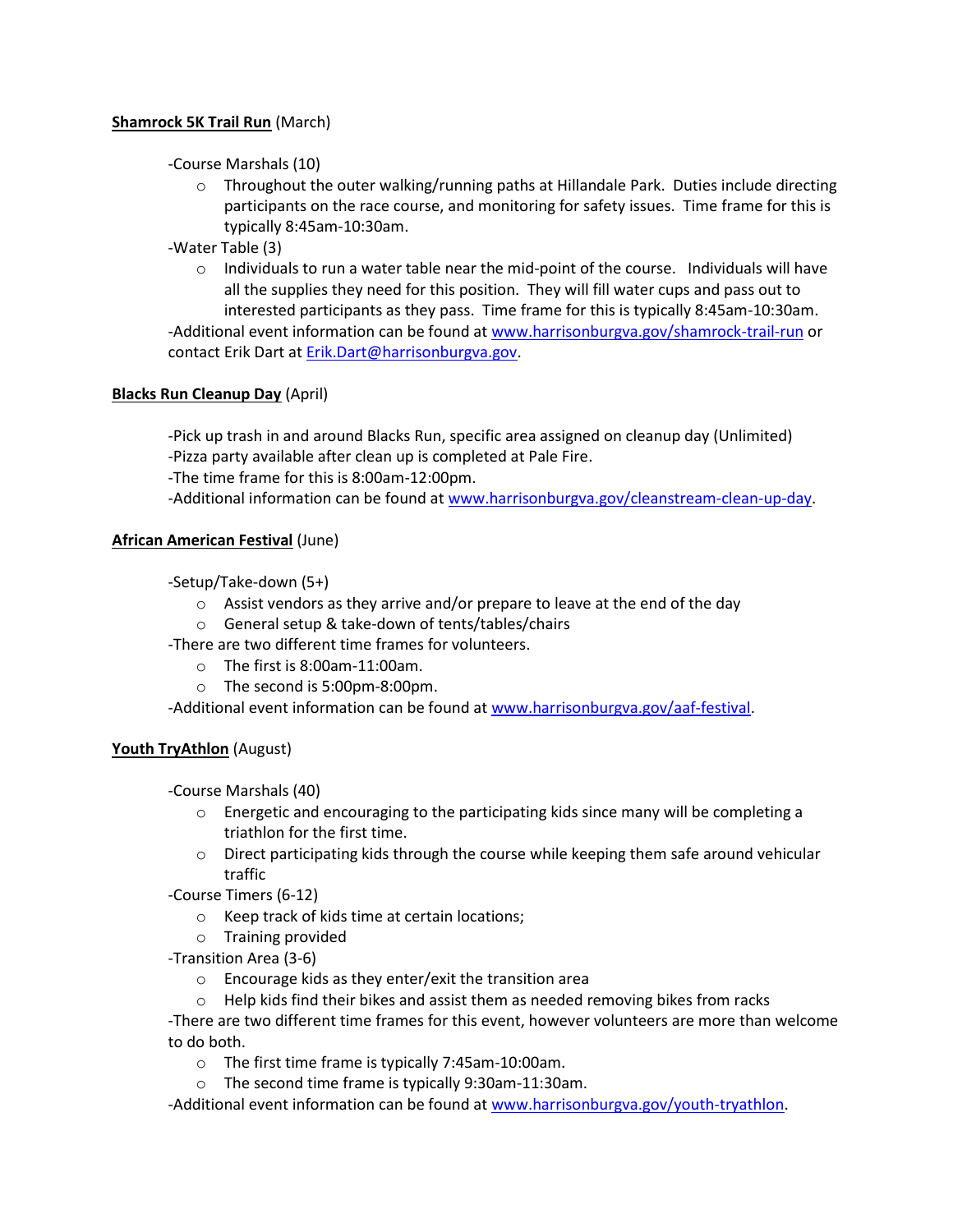**Shamrock 5K Trail Run** (March)

-Course Marshals (10)

- Throughout the outer walking/running paths at Hillandale Park. Duties include directing participants on the race course, and monitoring for safety issues. Time frame for this is typically 8:45am-10:30am.

-Water Table (3)

- Individuals to run a water table near the mid-point of the course. Individuals will have all the supplies they need for this position. They will fill water cups and pass out to interested participants as they pass. Time frame for this is typically 8:45am-10:30am.

-Additional event information can be found at www.harrisonburgva.gov/shamrock-trail-run or contact Erik Dart at Erik.Dart@harrisonburgva.gov.

**Blacks Run Cleanup Day** (April)

-Pick up trash in and around Blacks Run, specific area assigned on cleanup day (Unlimited)
-Pizza party available after clean up is completed at Pale Fire.
-The time frame for this is 8:00am-12:00pm.
-Additional information can be found at www.harrisonburgva.gov/cleanstream-clean-up-day.

**African American Festival** (June)

-Setup/Take-down (5+)

- Assist vendors as they arrive and/or prepare to leave at the end of the day
- General setup & take-down of tents/tables/chairs

-There are two different time frames for volunteers.

- The first is 8:00am-11:00am.
- The second is 5:00pm-8:00pm.

-Additional event information can be found at www.harrisonburgva.gov/aaf-festival.

**Youth TryAthlon** (August)

-Course Marshals (40)

- Energetic and encouraging to the participating kids since many will be completing a triathlon for the first time.
- Direct participating kids through the course while keeping them safe around vehicular traffic

-Course Timers (6-12)

- Keep track of kids time at certain locations;
- Training provided

-Transition Area (3-6)

- Encourage kids as they enter/exit the transition area
- Help kids find their bikes and assist them as needed removing bikes from racks

-There are two different time frames for this event, however volunteers are more than welcome to do both.

- The first time frame is typically 7:45am-10:00am.
- The second time frame is typically 9:30am-11:30am.

-Additional event information can be found at www.harrisonburgva.gov/youth-tryathlon.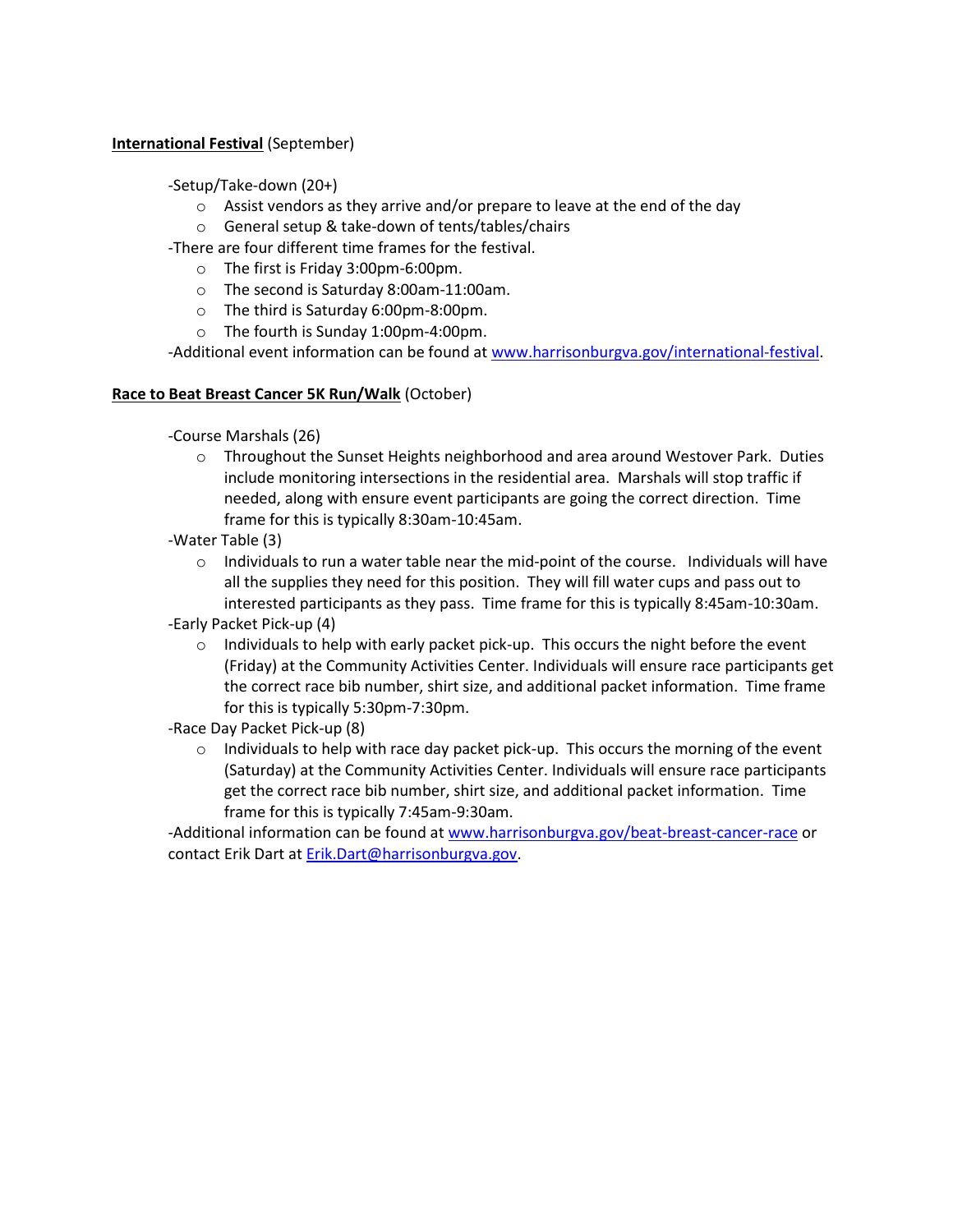**<u>International Festival</u>** (September)

-Setup/Take-down (20+)

- Assist vendors as they arrive and/or prepare to leave at the end of the day
- General setup & take-down of tents/tables/chairs

-There are four different time frames for the festival.

- The first is Friday 3:00pm-6:00pm.
- The second is Saturday 8:00am-11:00am.
- The third is Saturday 6:00pm-8:00pm.
- The fourth is Sunday 1:00pm-4:00pm.

-Additional event information can be found at [www.harrisonburgva.gov/international-festival](http://www.harrisonburgva.gov/international-festival).

**<u>Race to Beat Breast Cancer 5K Run/Walk</u>** (October)

-Course Marshals (26)

- Throughout the Sunset Heights neighborhood and area around Westover Park. Duties include monitoring intersections in the residential area. Marshals will stop traffic if needed, along with ensure event participants are going the correct direction. Time frame for this is typically 8:30am-10:45am.

-Water Table (3)

- Individuals to run a water table near the mid-point of the course. Individuals will have all the supplies they need for this position. They will fill water cups and pass out to interested participants as they pass. Time frame for this is typically 8:45am-10:30am.

-Early Packet Pick-up (4)

- Individuals to help with early packet pick-up. This occurs the night before the event (Friday) at the Community Activities Center. Individuals will ensure race participants get the correct race bib number, shirt size, and additional packet information. Time frame for this is typically 5:30pm-7:30pm.

-Race Day Packet Pick-up (8)

- Individuals to help with race day packet pick-up. This occurs the morning of the event (Saturday) at the Community Activities Center. Individuals will ensure race participants get the correct race bib number, shirt size, and additional packet information. Time frame for this is typically 7:45am-9:30am.

-Additional information can be found at [www.harrisonburgva.gov/beat-breast-cancer-race](http://www.harrisonburgva.gov/beat-breast-cancer-race) or contact Erik Dart at [Erik.Dart@harrisonburgva.gov](mailto:Erik.Dart@harrisonburgva.gov).